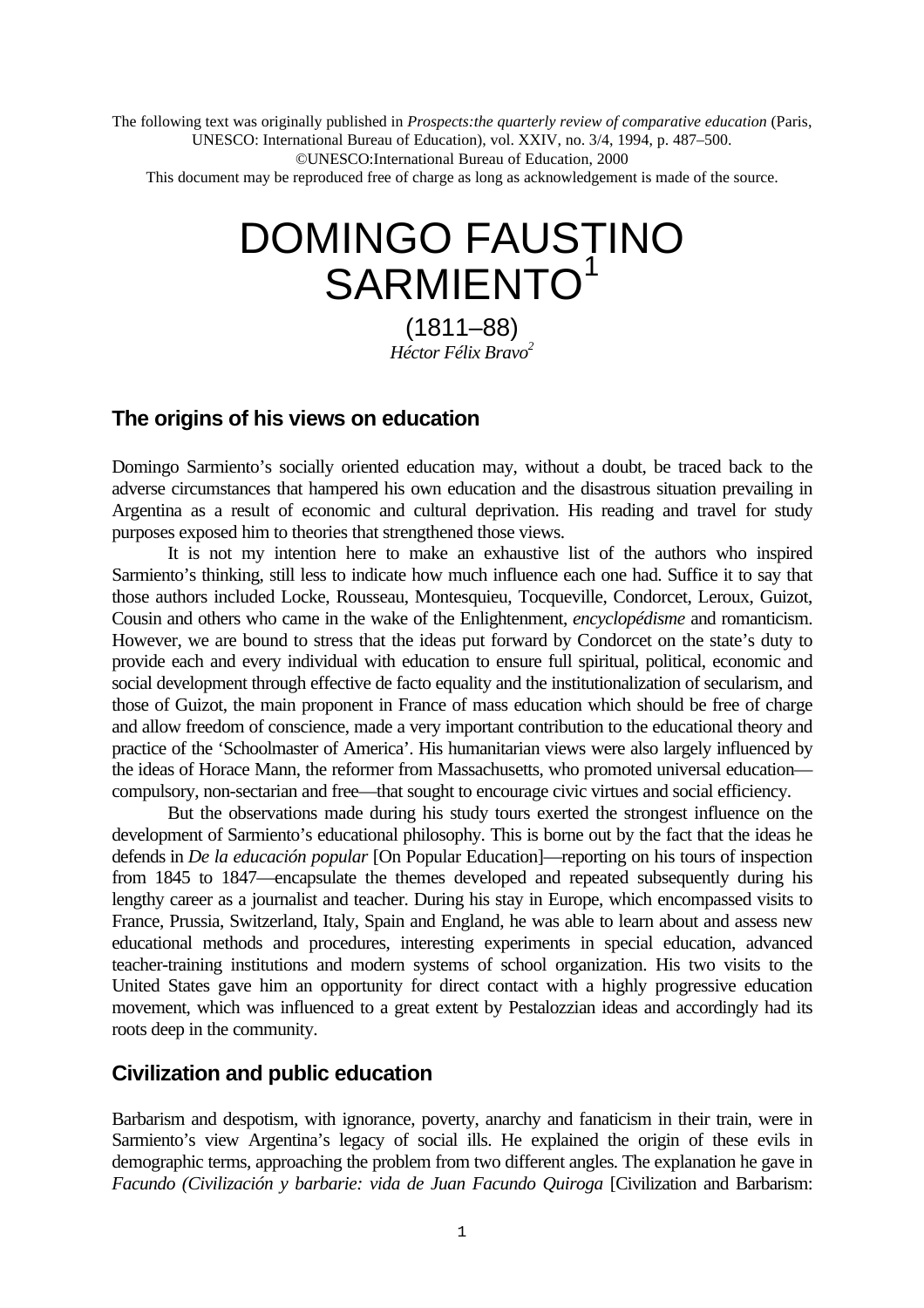The following text was originally published in *Prospects:the quarterly review of comparative education* (Paris, UNESCO: International Bureau of Education), vol. XXIV, no. 3/4, 1994, p. 487–500.
©UNESCO:International Bureau of Education, 2000
This document may be reproduced free of charge as long as acknowledgement is made of the source.

# DOMINGO FAUSTINO SARMIENTO[1]

(1811–88)

*Héctor Félix Bravo*[2]

## The origins of his views on education

Domingo Sarmiento's socially oriented education may, without a doubt, be traced back to the adverse circumstances that hampered his own education and the disastrous situation prevailing in Argentina as a result of economic and cultural deprivation. His reading and travel for study purposes exposed him to theories that strengthened those views.

It is not my intention here to make an exhaustive list of the authors who inspired Sarmiento's thinking, still less to indicate how much influence each one had. Suffice it to say that those authors included Locke, Rousseau, Montesquieu, Tocqueville, Condorcet, Leroux, Guizot, Cousin and others who came in the wake of the Enlightenment, *encyclopédisme* and romanticism. However, we are bound to stress that the ideas put forward by Condorcet on the state's duty to provide each and every individual with education to ensure full spiritual, political, economic and social development through effective de facto equality and the institutionalization of secularism, and those of Guizot, the main proponent in France of mass education which should be free of charge and allow freedom of conscience, made a very important contribution to the educational theory and practice of the 'Schoolmaster of America'. His humanitarian views were also largely influenced by the ideas of Horace Mann, the reformer from Massachusetts, who promoted universal education—compulsory, non-sectarian and free—that sought to encourage civic virtues and social efficiency.

But the observations made during his study tours exerted the strongest influence on the development of Sarmiento's educational philosophy. This is borne out by the fact that the ideas he defends in *De la educación popular* [On Popular Education]—reporting on his tours of inspection from 1845 to 1847—encapsulate the themes developed and repeated subsequently during his lengthy career as a journalist and teacher. During his stay in Europe, which encompassed visits to France, Prussia, Switzerland, Italy, Spain and England, he was able to learn about and assess new educational methods and procedures, interesting experiments in special education, advanced teacher-training institutions and modern systems of school organization. His two visits to the United States gave him an opportunity for direct contact with a highly progressive education movement, which was influenced to a great extent by Pestalozzian ideas and accordingly had its roots deep in the community.

## Civilization and public education

Barbarism and despotism, with ignorance, poverty, anarchy and fanaticism in their train, were in Sarmiento's view Argentina's legacy of social ills. He explained the origin of these evils in demographic terms, approaching the problem from two different angles. The explanation he gave in *Facundo (Civilización y barbarie: vida de Juan Facundo Quiroga* [Civilization and Barbarism: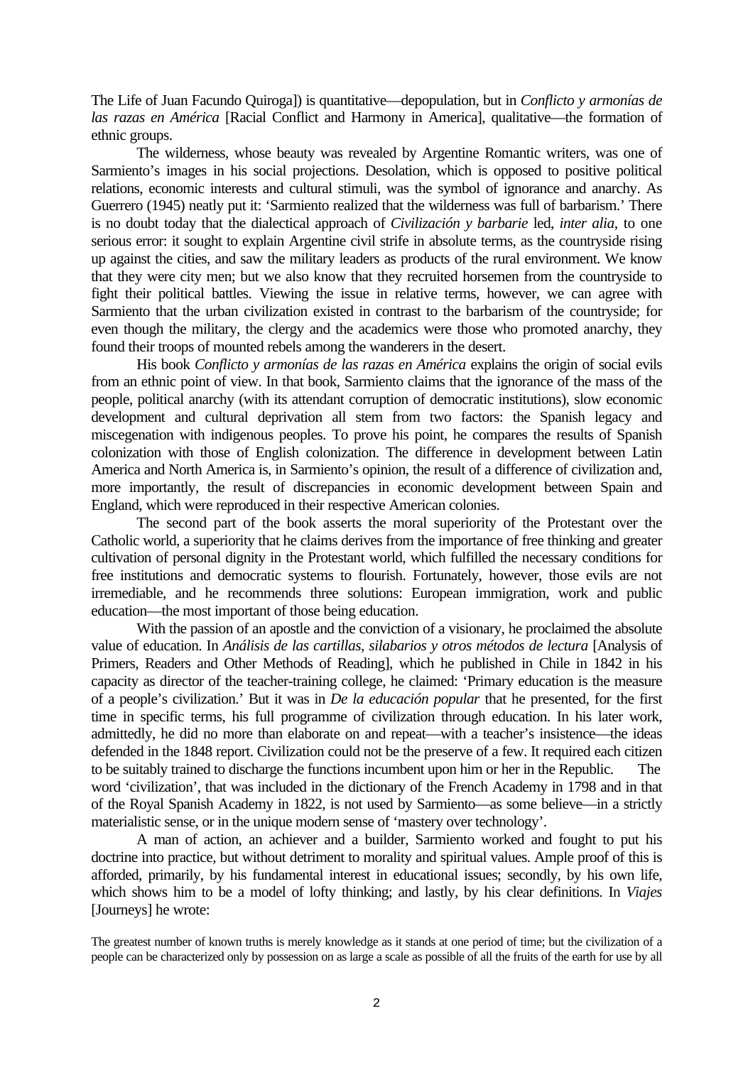The Life of Juan Facundo Quiroga]) is quantitative—depopulation, but in *Conflicto y armonías de las razas en América* [Racial Conflict and Harmony in America], qualitative—the formation of ethnic groups.

The wilderness, whose beauty was revealed by Argentine Romantic writers, was one of Sarmiento's images in his social projections. Desolation, which is opposed to positive political relations, economic interests and cultural stimuli, was the symbol of ignorance and anarchy. As Guerrero (1945) neatly put it: 'Sarmiento realized that the wilderness was full of barbarism.' There is no doubt today that the dialectical approach of *Civilización y barbarie* led, *inter alia*, to one serious error: it sought to explain Argentine civil strife in absolute terms, as the countryside rising up against the cities, and saw the military leaders as products of the rural environment. We know that they were city men; but we also know that they recruited horsemen from the countryside to fight their political battles. Viewing the issue in relative terms, however, we can agree with Sarmiento that the urban civilization existed in contrast to the barbarism of the countryside; for even though the military, the clergy and the academics were those who promoted anarchy, they found their troops of mounted rebels among the wanderers in the desert.

His book *Conflicto y armonías de las razas en América* explains the origin of social evils from an ethnic point of view. In that book, Sarmiento claims that the ignorance of the mass of the people, political anarchy (with its attendant corruption of democratic institutions), slow economic development and cultural deprivation all stem from two factors: the Spanish legacy and miscegenation with indigenous peoples. To prove his point, he compares the results of Spanish colonization with those of English colonization. The difference in development between Latin America and North America is, in Sarmiento's opinion, the result of a difference of civilization and, more importantly, the result of discrepancies in economic development between Spain and England, which were reproduced in their respective American colonies.

The second part of the book asserts the moral superiority of the Protestant over the Catholic world, a superiority that he claims derives from the importance of free thinking and greater cultivation of personal dignity in the Protestant world, which fulfilled the necessary conditions for free institutions and democratic systems to flourish. Fortunately, however, those evils are not irremediable, and he recommends three solutions: European immigration, work and public education—the most important of those being education.

With the passion of an apostle and the conviction of a visionary, he proclaimed the absolute value of education. In *Análisis de las cartillas, silabarios y otros métodos de lectura* [Analysis of Primers, Readers and Other Methods of Reading], which he published in Chile in 1842 in his capacity as director of the teacher-training college, he claimed: 'Primary education is the measure of a people's civilization.' But it was in *De la educación popular* that he presented, for the first time in specific terms, his full programme of civilization through education. In his later work, admittedly, he did no more than elaborate on and repeat—with a teacher's insistence—the ideas defended in the 1848 report. Civilization could not be the preserve of a few. It required each citizen to be suitably trained to discharge the functions incumbent upon him or her in the Republic. The word 'civilization', that was included in the dictionary of the French Academy in 1798 and in that of the Royal Spanish Academy in 1822, is not used by Sarmiento—as some believe—in a strictly materialistic sense, or in the unique modern sense of 'mastery over technology'.

A man of action, an achiever and a builder, Sarmiento worked and fought to put his doctrine into practice, but without detriment to morality and spiritual values. Ample proof of this is afforded, primarily, by his fundamental interest in educational issues; secondly, by his own life, which shows him to be a model of lofty thinking; and lastly, by his clear definitions. In *Viajes* [Journeys] he wrote:

> The greatest number of known truths is merely knowledge as it stands at one period of time; but the civilization of a people can be characterized only by possession on as large a scale as possible of all the fruits of the earth for use by all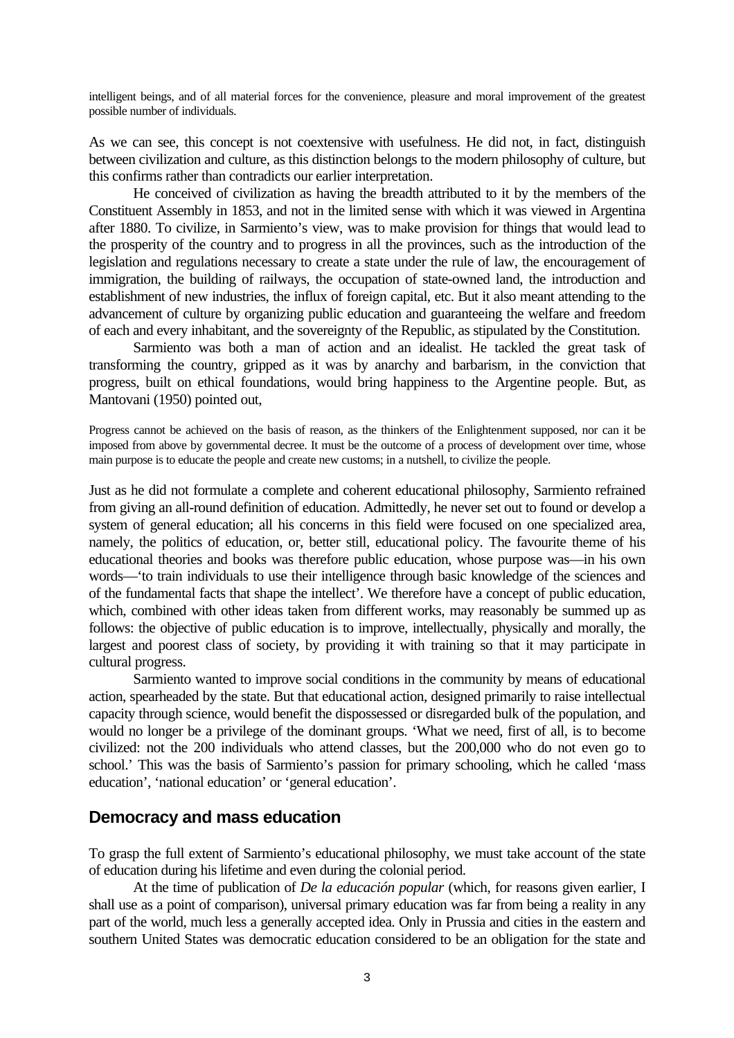intelligent beings, and of all material forces for the convenience, pleasure and moral improvement of the greatest possible number of individuals.

As we can see, this concept is not coextensive with usefulness. He did not, in fact, distinguish between civilization and culture, as this distinction belongs to the modern philosophy of culture, but this confirms rather than contradicts our earlier interpretation.

He conceived of civilization as having the breadth attributed to it by the members of the Constituent Assembly in 1853, and not in the limited sense with which it was viewed in Argentina after 1880. To civilize, in Sarmiento's view, was to make provision for things that would lead to the prosperity of the country and to progress in all the provinces, such as the introduction of the legislation and regulations necessary to create a state under the rule of law, the encouragement of immigration, the building of railways, the occupation of state-owned land, the introduction and establishment of new industries, the influx of foreign capital, etc. But it also meant attending to the advancement of culture by organizing public education and guaranteeing the welfare and freedom of each and every inhabitant, and the sovereignty of the Republic, as stipulated by the Constitution.

Sarmiento was both a man of action and an idealist. He tackled the great task of transforming the country, gripped as it was by anarchy and barbarism, in the conviction that progress, built on ethical foundations, would bring happiness to the Argentine people. But, as Mantovani (1950) pointed out,

> Progress cannot be achieved on the basis of reason, as the thinkers of the Enlightenment supposed, nor can it be imposed from above by governmental decree. It must be the outcome of a process of development over time, whose main purpose is to educate the people and create new customs; in a nutshell, to civilize the people.

Just as he did not formulate a complete and coherent educational philosophy, Sarmiento refrained from giving an all-round definition of education. Admittedly, he never set out to found or develop a system of general education; all his concerns in this field were focused on one specialized area, namely, the politics of education, or, better still, educational policy. The favourite theme of his educational theories and books was therefore public education, whose purpose was—in his own words—'to train individuals to use their intelligence through basic knowledge of the sciences and of the fundamental facts that shape the intellect'. We therefore have a concept of public education, which, combined with other ideas taken from different works, may reasonably be summed up as follows: the objective of public education is to improve, intellectually, physically and morally, the largest and poorest class of society, by providing it with training so that it may participate in cultural progress.

Sarmiento wanted to improve social conditions in the community by means of educational action, spearheaded by the state. But that educational action, designed primarily to raise intellectual capacity through science, would benefit the dispossessed or disregarded bulk of the population, and would no longer be a privilege of the dominant groups. 'What we need, first of all, is to become civilized: not the 200 individuals who attend classes, but the 200,000 who do not even go to school.' This was the basis of Sarmiento's passion for primary schooling, which he called 'mass education', 'national education' or 'general education'.

## Democracy and mass education

To grasp the full extent of Sarmiento's educational philosophy, we must take account of the state of education during his lifetime and even during the colonial period.

At the time of publication of *De la educación popular* (which, for reasons given earlier, I shall use as a point of comparison), universal primary education was far from being a reality in any part of the world, much less a generally accepted idea. Only in Prussia and cities in the eastern and southern United States was democratic education considered to be an obligation for the state and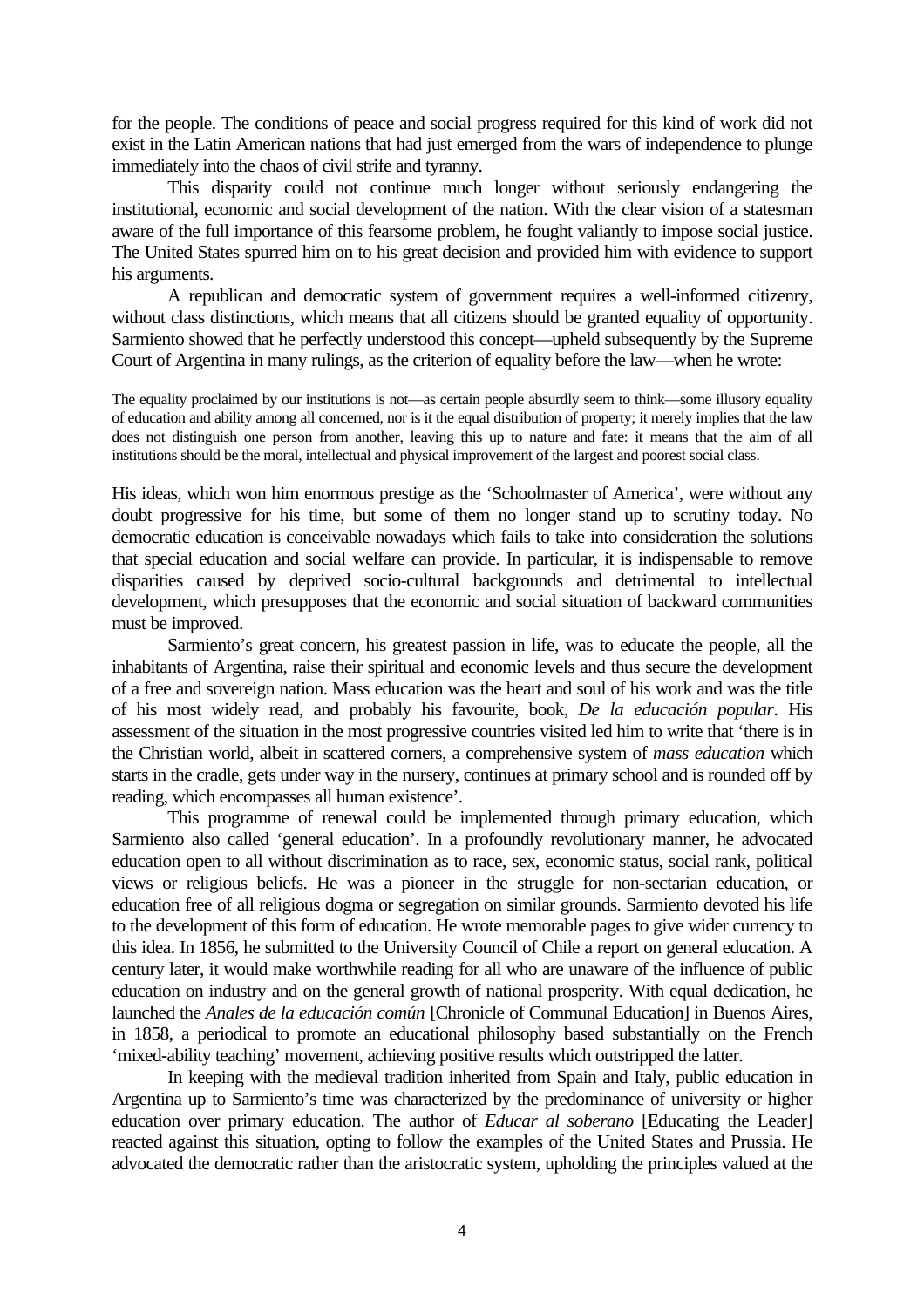for the people. The conditions of peace and social progress required for this kind of work did not exist in the Latin American nations that had just emerged from the wars of independence to plunge immediately into the chaos of civil strife and tyranny.

This disparity could not continue much longer without seriously endangering the institutional, economic and social development of the nation. With the clear vision of a statesman aware of the full importance of this fearsome problem, he fought valiantly to impose social justice. The United States spurred him on to his great decision and provided him with evidence to support his arguments.

A republican and democratic system of government requires a well-informed citizenry, without class distinctions, which means that all citizens should be granted equality of opportunity. Sarmiento showed that he perfectly understood this concept—upheld subsequently by the Supreme Court of Argentina in many rulings, as the criterion of equality before the law—when he wrote:

> The equality proclaimed by our institutions is not—as certain people absurdly seem to think—some illusory equality of education and ability among all concerned, nor is it the equal distribution of property; it merely implies that the law does not distinguish one person from another, leaving this up to nature and fate: it means that the aim of all institutions should be the moral, intellectual and physical improvement of the largest and poorest social class.

His ideas, which won him enormous prestige as the 'Schoolmaster of America', were without any doubt progressive for his time, but some of them no longer stand up to scrutiny today. No democratic education is conceivable nowadays which fails to take into consideration the solutions that special education and social welfare can provide. In particular, it is indispensable to remove disparities caused by deprived socio-cultural backgrounds and detrimental to intellectual development, which presupposes that the economic and social situation of backward communities must be improved.

Sarmiento's great concern, his greatest passion in life, was to educate the people, all the inhabitants of Argentina, raise their spiritual and economic levels and thus secure the development of a free and sovereign nation. Mass education was the heart and soul of his work and was the title of his most widely read, and probably his favourite, book, *De la educación popular*. His assessment of the situation in the most progressive countries visited led him to write that 'there is in the Christian world, albeit in scattered corners, a comprehensive system of *mass education* which starts in the cradle, gets under way in the nursery, continues at primary school and is rounded off by reading, which encompasses all human existence'.

This programme of renewal could be implemented through primary education, which Sarmiento also called 'general education'. In a profoundly revolutionary manner, he advocated education open to all without discrimination as to race, sex, economic status, social rank, political views or religious beliefs. He was a pioneer in the struggle for non-sectarian education, or education free of all religious dogma or segregation on similar grounds. Sarmiento devoted his life to the development of this form of education. He wrote memorable pages to give wider currency to this idea. In 1856, he submitted to the University Council of Chile a report on general education. A century later, it would make worthwhile reading for all who are unaware of the influence of public education on industry and on the general growth of national prosperity. With equal dedication, he launched the *Anales de la educación común* [Chronicle of Communal Education] in Buenos Aires, in 1858, a periodical to promote an educational philosophy based substantially on the French 'mixed-ability teaching' movement, achieving positive results which outstripped the latter.

In keeping with the medieval tradition inherited from Spain and Italy, public education in Argentina up to Sarmiento's time was characterized by the predominance of university or higher education over primary education. The author of *Educar al soberano* [Educating the Leader] reacted against this situation, opting to follow the examples of the United States and Prussia. He advocated the democratic rather than the aristocratic system, upholding the principles valued at the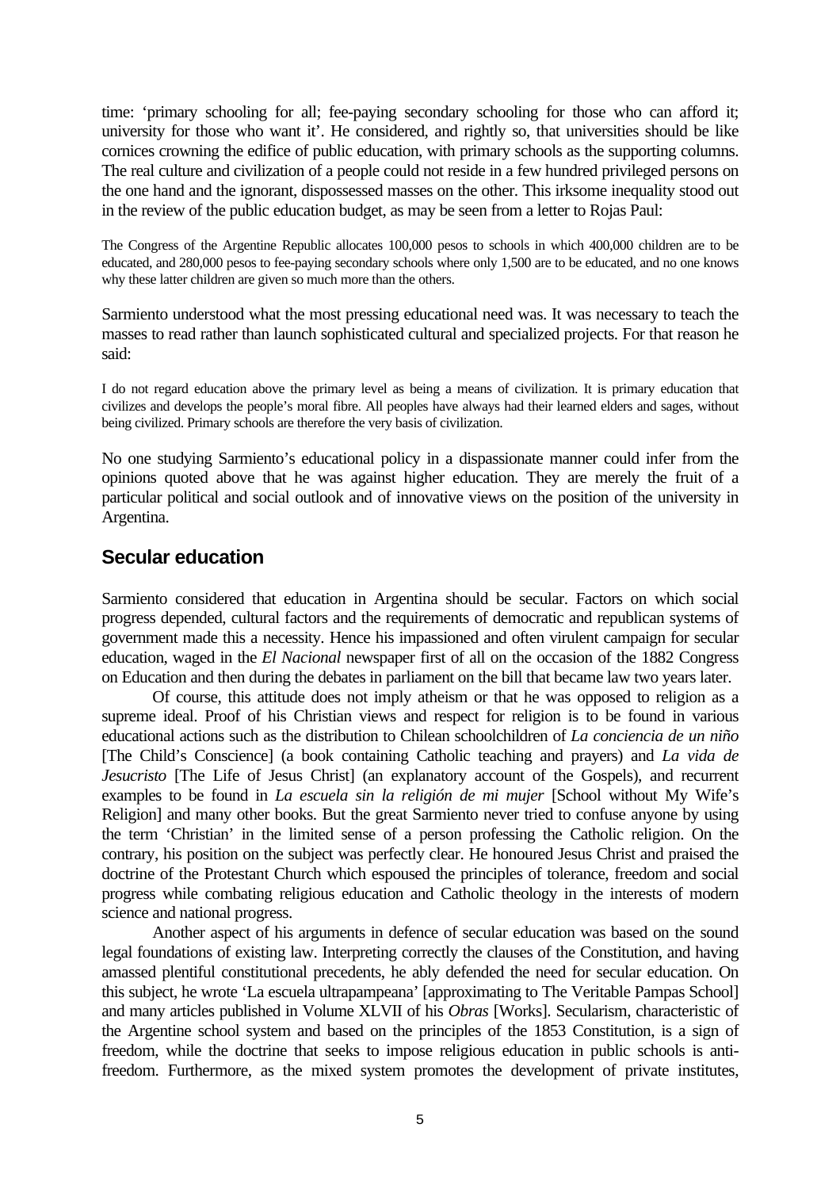time: 'primary schooling for all; fee-paying secondary schooling for those who can afford it; university for those who want it'. He considered, and rightly so, that universities should be like cornices crowning the edifice of public education, with primary schools as the supporting columns. The real culture and civilization of a people could not reside in a few hundred privileged persons on the one hand and the ignorant, dispossessed masses on the other. This irksome inequality stood out in the review of the public education budget, as may be seen from a letter to Rojas Paul:

> The Congress of the Argentine Republic allocates 100,000 pesos to schools in which 400,000 children are to be educated, and 280,000 pesos to fee-paying secondary schools where only 1,500 are to be educated, and no one knows why these latter children are given so much more than the others.

Sarmiento understood what the most pressing educational need was. It was necessary to teach the masses to read rather than launch sophisticated cultural and specialized projects. For that reason he said:

> I do not regard education above the primary level as being a means of civilization. It is primary education that civilizes and develops the people's moral fibre. All peoples have always had their learned elders and sages, without being civilized. Primary schools are therefore the very basis of civilization.

No one studying Sarmiento's educational policy in a dispassionate manner could infer from the opinions quoted above that he was against higher education. They are merely the fruit of a particular political and social outlook and of innovative views on the position of the university in Argentina.

## Secular education

Sarmiento considered that education in Argentina should be secular. Factors on which social progress depended, cultural factors and the requirements of democratic and republican systems of government made this a necessity. Hence his impassioned and often virulent campaign for secular education, waged in the *El Nacional* newspaper first of all on the occasion of the 1882 Congress on Education and then during the debates in parliament on the bill that became law two years later.

Of course, this attitude does not imply atheism or that he was opposed to religion as a supreme ideal. Proof of his Christian views and respect for religion is to be found in various educational actions such as the distribution to Chilean schoolchildren of *La conciencia de un niño* [The Child's Conscience] (a book containing Catholic teaching and prayers) and *La vida de Jesucristo* [The Life of Jesus Christ] (an explanatory account of the Gospels), and recurrent examples to be found in *La escuela sin la religión de mi mujer* [School without My Wife's Religion] and many other books. But the great Sarmiento never tried to confuse anyone by using the term 'Christian' in the limited sense of a person professing the Catholic religion. On the contrary, his position on the subject was perfectly clear. He honoured Jesus Christ and praised the doctrine of the Protestant Church which espoused the principles of tolerance, freedom and social progress while combating religious education and Catholic theology in the interests of modern science and national progress.

Another aspect of his arguments in defence of secular education was based on the sound legal foundations of existing law. Interpreting correctly the clauses of the Constitution, and having amassed plentiful constitutional precedents, he ably defended the need for secular education. On this subject, he wrote 'La escuela ultrapampeana' [approximating to The Veritable Pampas School] and many articles published in Volume XLVII of his *Obras* [Works]. Secularism, characteristic of the Argentine school system and based on the principles of the 1853 Constitution, is a sign of freedom, while the doctrine that seeks to impose religious education in public schools is anti-freedom. Furthermore, as the mixed system promotes the development of private institutes,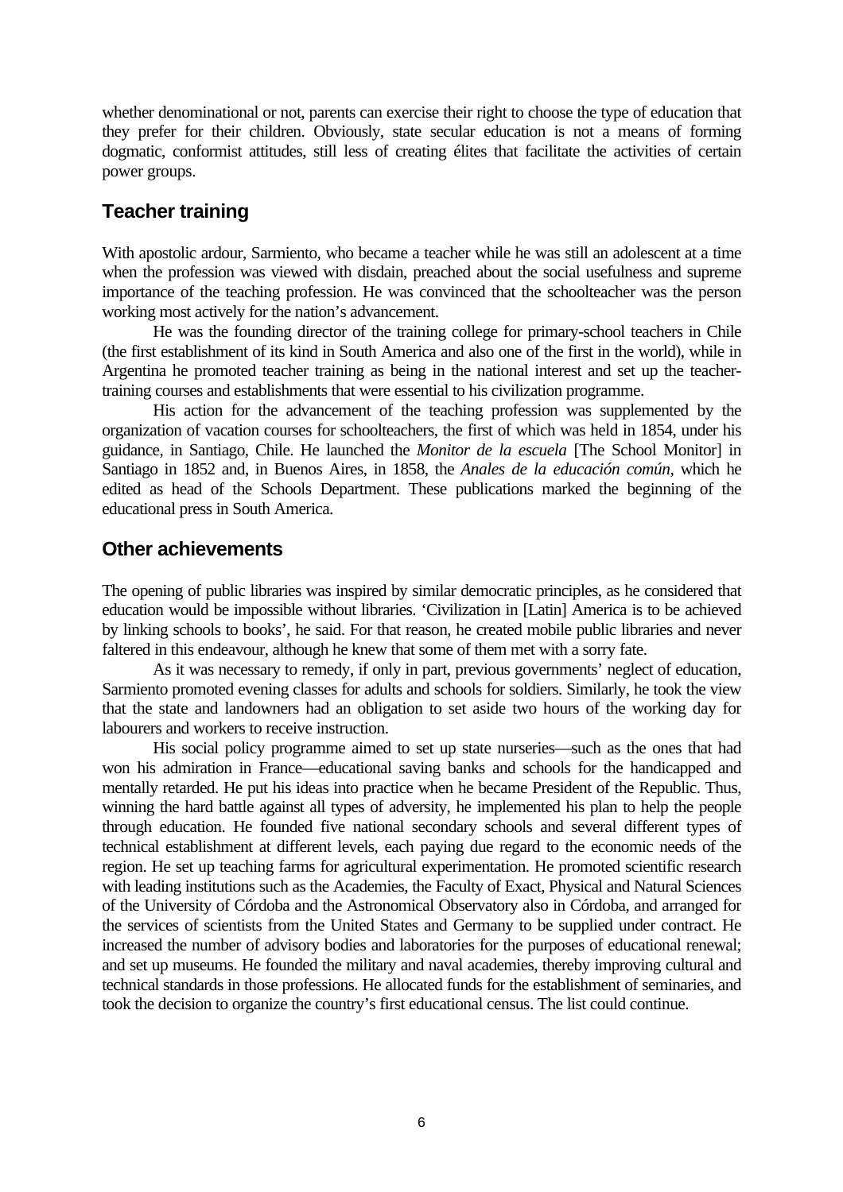whether denominational or not, parents can exercise their right to choose the type of education that they prefer for their children. Obviously, state secular education is not a means of forming dogmatic, conformist attitudes, still less of creating élites that facilitate the activities of certain power groups.

## Teacher training

With apostolic ardour, Sarmiento, who became a teacher while he was still an adolescent at a time when the profession was viewed with disdain, preached about the social usefulness and supreme importance of the teaching profession. He was convinced that the schoolteacher was the person working most actively for the nation's advancement.

He was the founding director of the training college for primary-school teachers in Chile (the first establishment of its kind in South America and also one of the first in the world), while in Argentina he promoted teacher training as being in the national interest and set up the teacher-training courses and establishments that were essential to his civilization programme.

His action for the advancement of the teaching profession was supplemented by the organization of vacation courses for schoolteachers, the first of which was held in 1854, under his guidance, in Santiago, Chile. He launched the *Monitor de la escuela* [The School Monitor] in Santiago in 1852 and, in Buenos Aires, in 1858, the *Anales de la educación común*, which he edited as head of the Schools Department. These publications marked the beginning of the educational press in South America.

## Other achievements

The opening of public libraries was inspired by similar democratic principles, as he considered that education would be impossible without libraries. 'Civilization in [Latin] America is to be achieved by linking schools to books', he said. For that reason, he created mobile public libraries and never faltered in this endeavour, although he knew that some of them met with a sorry fate.

As it was necessary to remedy, if only in part, previous governments' neglect of education, Sarmiento promoted evening classes for adults and schools for soldiers. Similarly, he took the view that the state and landowners had an obligation to set aside two hours of the working day for labourers and workers to receive instruction.

His social policy programme aimed to set up state nurseries—such as the ones that had won his admiration in France—educational saving banks and schools for the handicapped and mentally retarded. He put his ideas into practice when he became President of the Republic. Thus, winning the hard battle against all types of adversity, he implemented his plan to help the people through education. He founded five national secondary schools and several different types of technical establishment at different levels, each paying due regard to the economic needs of the region. He set up teaching farms for agricultural experimentation. He promoted scientific research with leading institutions such as the Academies, the Faculty of Exact, Physical and Natural Sciences of the University of Córdoba and the Astronomical Observatory also in Córdoba, and arranged for the services of scientists from the United States and Germany to be supplied under contract. He increased the number of advisory bodies and laboratories for the purposes of educational renewal; and set up museums. He founded the military and naval academies, thereby improving cultural and technical standards in those professions. He allocated funds for the establishment of seminaries, and took the decision to organize the country's first educational census. The list could continue.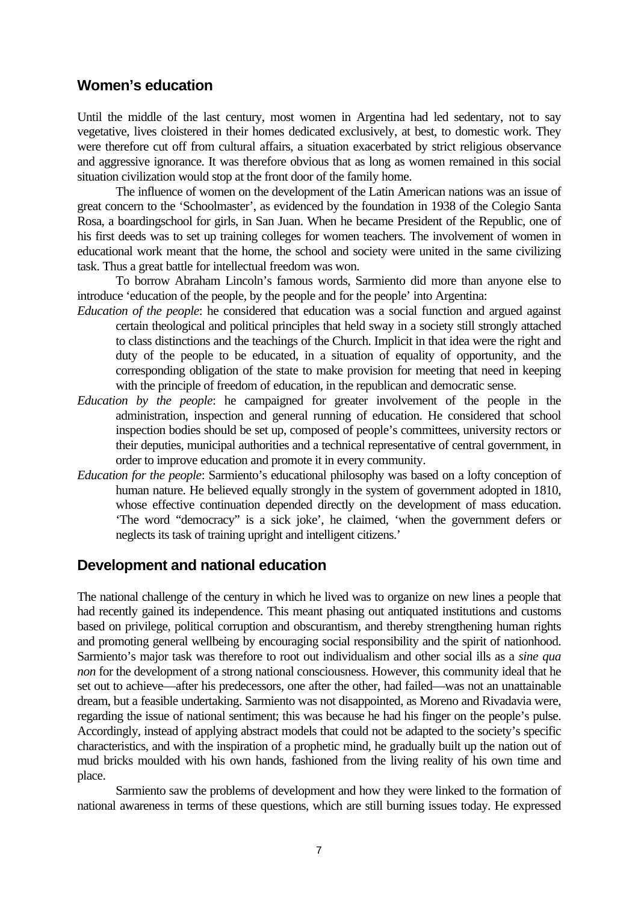## Women's education

Until the middle of the last century, most women in Argentina had led sedentary, not to say vegetative, lives cloistered in their homes dedicated exclusively, at best, to domestic work. They were therefore cut off from cultural affairs, a situation exacerbated by strict religious observance and aggressive ignorance. It was therefore obvious that as long as women remained in this social situation civilization would stop at the front door of the family home.

The influence of women on the development of the Latin American nations was an issue of great concern to the 'Schoolmaster', as evidenced by the foundation in 1938 of the Colegio Santa Rosa, a boardingschool for girls, in San Juan. When he became President of the Republic, one of his first deeds was to set up training colleges for women teachers. The involvement of women in educational work meant that the home, the school and society were united in the same civilizing task. Thus a great battle for intellectual freedom was won.

To borrow Abraham Lincoln's famous words, Sarmiento did more than anyone else to introduce 'education of the people, by the people and for the people' into Argentina:

*Education of the people*: he considered that education was a social function and argued against certain theological and political principles that held sway in a society still strongly attached to class distinctions and the teachings of the Church. Implicit in that idea were the right and duty of the people to be educated, in a situation of equality of opportunity, and the corresponding obligation of the state to make provision for meeting that need in keeping with the principle of freedom of education, in the republican and democratic sense.

*Education by the people*: he campaigned for greater involvement of the people in the administration, inspection and general running of education. He considered that school inspection bodies should be set up, composed of people's committees, university rectors or their deputies, municipal authorities and a technical representative of central government, in order to improve education and promote it in every community.

*Education for the people*: Sarmiento's educational philosophy was based on a lofty conception of human nature. He believed equally strongly in the system of government adopted in 1810, whose effective continuation depended directly on the development of mass education. 'The word "democracy" is a sick joke', he claimed, 'when the government defers or neglects its task of training upright and intelligent citizens.'

## Development and national education

The national challenge of the century in which he lived was to organize on new lines a people that had recently gained its independence. This meant phasing out antiquated institutions and customs based on privilege, political corruption and obscurantism, and thereby strengthening human rights and promoting general wellbeing by encouraging social responsibility and the spirit of nationhood. Sarmiento's major task was therefore to root out individualism and other social ills as a *sine qua non* for the development of a strong national consciousness. However, this community ideal that he set out to achieve—after his predecessors, one after the other, had failed—was not an unattainable dream, but a feasible undertaking. Sarmiento was not disappointed, as Moreno and Rivadavia were, regarding the issue of national sentiment; this was because he had his finger on the people's pulse. Accordingly, instead of applying abstract models that could not be adapted to the society's specific characteristics, and with the inspiration of a prophetic mind, he gradually built up the nation out of mud bricks moulded with his own hands, fashioned from the living reality of his own time and place.

Sarmiento saw the problems of development and how they were linked to the formation of national awareness in terms of these questions, which are still burning issues today. He expressed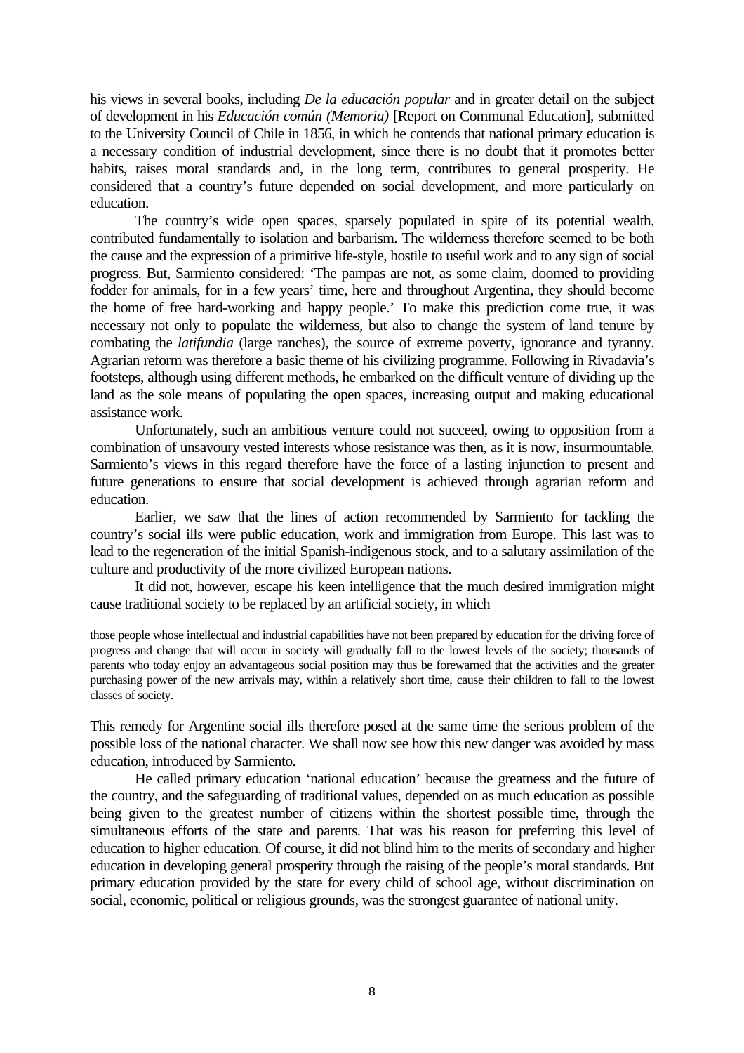his views in several books, including *De la educación popular* and in greater detail on the subject of development in his *Educación común (Memoria)* [Report on Communal Education], submitted to the University Council of Chile in 1856, in which he contends that national primary education is a necessary condition of industrial development, since there is no doubt that it promotes better habits, raises moral standards and, in the long term, contributes to general prosperity. He considered that a country's future depended on social development, and more particularly on education.

The country's wide open spaces, sparsely populated in spite of its potential wealth, contributed fundamentally to isolation and barbarism. The wilderness therefore seemed to be both the cause and the expression of a primitive life-style, hostile to useful work and to any sign of social progress. But, Sarmiento considered: 'The pampas are not, as some claim, doomed to providing fodder for animals, for in a few years' time, here and throughout Argentina, they should become the home of free hard-working and happy people.' To make this prediction come true, it was necessary not only to populate the wilderness, but also to change the system of land tenure by combating the *latifundia* (large ranches), the source of extreme poverty, ignorance and tyranny. Agrarian reform was therefore a basic theme of his civilizing programme. Following in Rivadavia's footsteps, although using different methods, he embarked on the difficult venture of dividing up the land as the sole means of populating the open spaces, increasing output and making educational assistance work.

Unfortunately, such an ambitious venture could not succeed, owing to opposition from a combination of unsavoury vested interests whose resistance was then, as it is now, insurmountable. Sarmiento's views in this regard therefore have the force of a lasting injunction to present and future generations to ensure that social development is achieved through agrarian reform and education.

Earlier, we saw that the lines of action recommended by Sarmiento for tackling the country's social ills were public education, work and immigration from Europe. This last was to lead to the regeneration of the initial Spanish-indigenous stock, and to a salutary assimilation of the culture and productivity of the more civilized European nations.

It did not, however, escape his keen intelligence that the much desired immigration might cause traditional society to be replaced by an artificial society, in which

> those people whose intellectual and industrial capabilities have not been prepared by education for the driving force of progress and change that will occur in society will gradually fall to the lowest levels of the society; thousands of parents who today enjoy an advantageous social position may thus be forewarned that the activities and the greater purchasing power of the new arrivals may, within a relatively short time, cause their children to fall to the lowest classes of society.

This remedy for Argentine social ills therefore posed at the same time the serious problem of the possible loss of the national character. We shall now see how this new danger was avoided by mass education, introduced by Sarmiento.

He called primary education 'national education' because the greatness and the future of the country, and the safeguarding of traditional values, depended on as much education as possible being given to the greatest number of citizens within the shortest possible time, through the simultaneous efforts of the state and parents. That was his reason for preferring this level of education to higher education. Of course, it did not blind him to the merits of secondary and higher education in developing general prosperity through the raising of the people's moral standards. But primary education provided by the state for every child of school age, without discrimination on social, economic, political or religious grounds, was the strongest guarantee of national unity.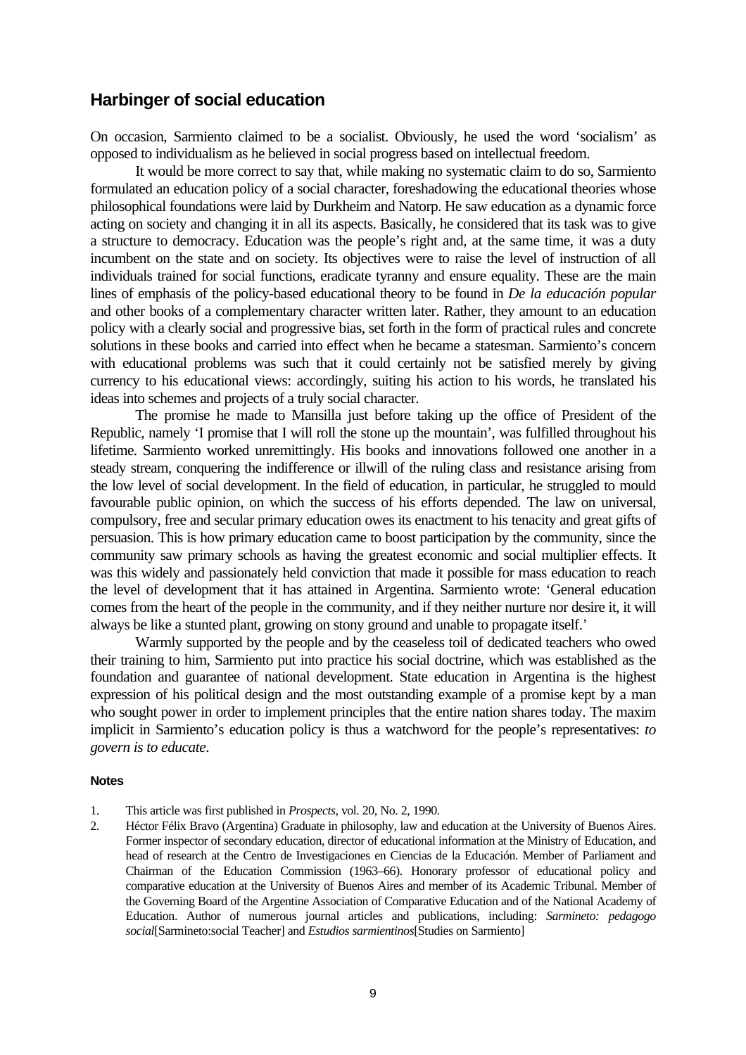## Harbinger of social education

On occasion, Sarmiento claimed to be a socialist. Obviously, he used the word 'socialism' as opposed to individualism as he believed in social progress based on intellectual freedom.

It would be more correct to say that, while making no systematic claim to do so, Sarmiento formulated an education policy of a social character, foreshadowing the educational theories whose philosophical foundations were laid by Durkheim and Natorp. He saw education as a dynamic force acting on society and changing it in all its aspects. Basically, he considered that its task was to give a structure to democracy. Education was the people's right and, at the same time, it was a duty incumbent on the state and on society. Its objectives were to raise the level of instruction of all individuals trained for social functions, eradicate tyranny and ensure equality. These are the main lines of emphasis of the policy-based educational theory to be found in *De la educación popular* and other books of a complementary character written later. Rather, they amount to an education policy with a clearly social and progressive bias, set forth in the form of practical rules and concrete solutions in these books and carried into effect when he became a statesman. Sarmiento's concern with educational problems was such that it could certainly not be satisfied merely by giving currency to his educational views: accordingly, suiting his action to his words, he translated his ideas into schemes and projects of a truly social character.

The promise he made to Mansilla just before taking up the office of President of the Republic, namely 'I promise that I will roll the stone up the mountain', was fulfilled throughout his lifetime. Sarmiento worked unremittingly. His books and innovations followed one another in a steady stream, conquering the indifference or illwill of the ruling class and resistance arising from the low level of social development. In the field of education, in particular, he struggled to mould favourable public opinion, on which the success of his efforts depended. The law on universal, compulsory, free and secular primary education owes its enactment to his tenacity and great gifts of persuasion. This is how primary education came to boost participation by the community, since the community saw primary schools as having the greatest economic and social multiplier effects. It was this widely and passionately held conviction that made it possible for mass education to reach the level of development that it has attained in Argentina. Sarmiento wrote: 'General education comes from the heart of the people in the community, and if they neither nurture nor desire it, it will always be like a stunted plant, growing on stony ground and unable to propagate itself.'

Warmly supported by the people and by the ceaseless toil of dedicated teachers who owed their training to him, Sarmiento put into practice his social doctrine, which was established as the foundation and guarantee of national development. State education in Argentina is the highest expression of his political design and the most outstanding example of a promise kept by a man who sought power in order to implement principles that the entire nation shares today. The maxim implicit in Sarmiento's education policy is thus a watchword for the people's representatives: *to govern is to educate*.

### Notes

1. This article was first published in *Prospects*, vol. 20, No. 2, 1990.
2. Héctor Félix Bravo (Argentina) Graduate in philosophy, law and education at the University of Buenos Aires. Former inspector of secondary education, director of educational information at the Ministry of Education, and head of research at the Centro de Investigaciones en Ciencias de la Educación. Member of Parliament and Chairman of the Education Commission (1963–66). Honorary professor of educational policy and comparative education at the University of Buenos Aires and member of its Academic Tribunal. Member of the Governing Board of the Argentine Association of Comparative Education and of the National Academy of Education. Author of numerous journal articles and publications, including: *Sarmineto: pedagogo social*[Sarmineto:social Teacher] and *Estudios sarmientinos*[Studies on Sarmiento]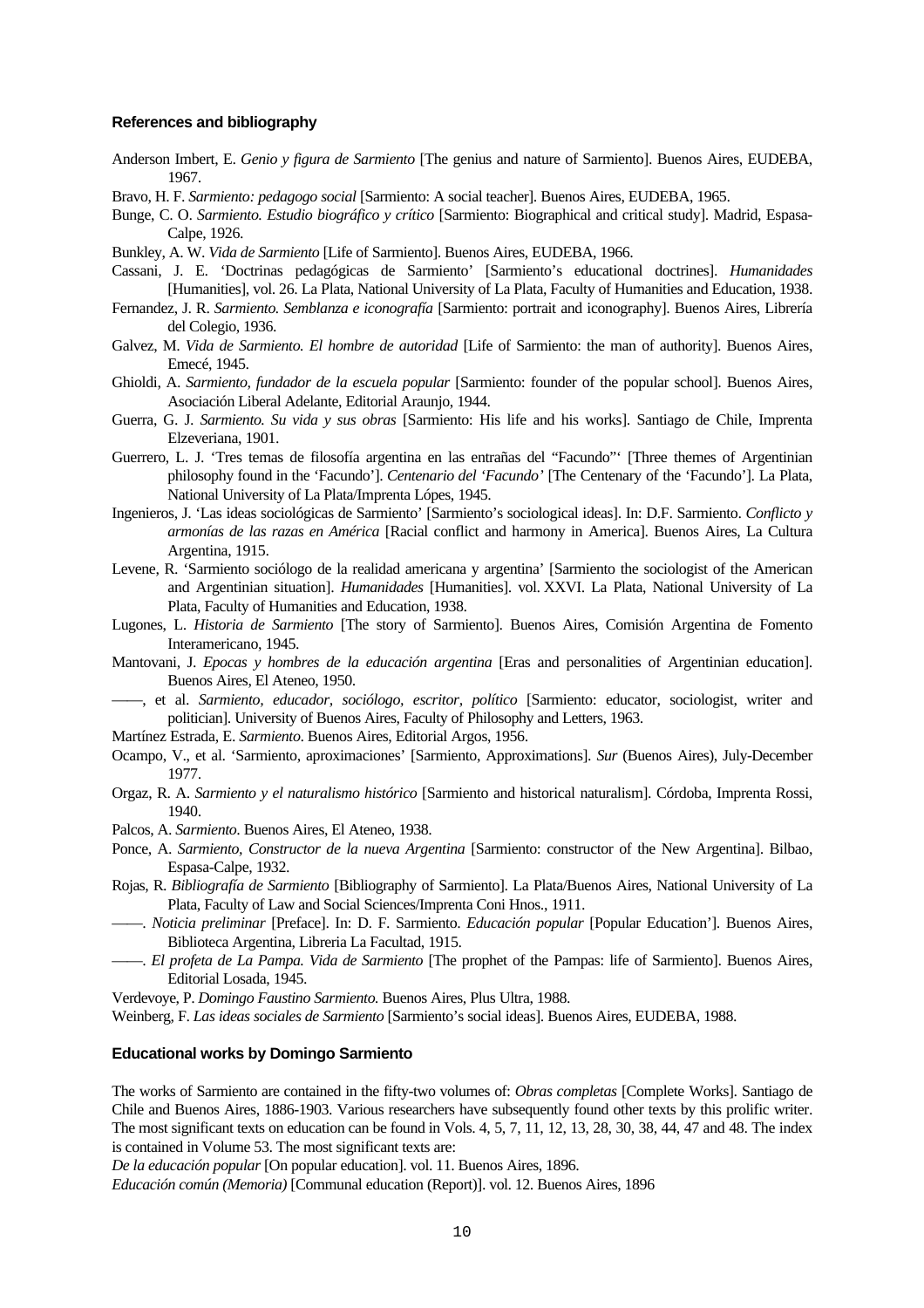### References and bibliography

Anderson Imbert, E. *Genio y figura de Sarmiento* [The genius and nature of Sarmiento]. Buenos Aires, EUDEBA, 1967.

Bravo, H. F. *Sarmiento: pedagogo social* [Sarmiento: A social teacher]. Buenos Aires, EUDEBA, 1965.

Bunge, C. O. *Sarmiento. Estudio biográfico y crítico* [Sarmiento: Biographical and critical study]. Madrid, Espasa-Calpe, 1926.

Bunkley, A. W. *Vida de Sarmiento* [Life of Sarmiento]. Buenos Aires, EUDEBA, 1966.

Cassani, J. E. 'Doctrinas pedagógicas de Sarmiento' [Sarmiento's educational doctrines]. *Humanidades* [Humanities], vol. 26. La Plata, National University of La Plata, Faculty of Humanities and Education, 1938.

Fernandez, J. R. *Sarmiento. Semblanza e iconografía* [Sarmiento: portrait and iconography]. Buenos Aires, Librería del Colegio, 1936.

Galvez, M. *Vida de Sarmiento. El hombre de autoridad* [Life of Sarmiento: the man of authority]. Buenos Aires, Emecé, 1945.

Ghioldi, A. *Sarmiento, fundador de la escuela popular* [Sarmiento: founder of the popular school]. Buenos Aires, Asociación Liberal Adelante, Editorial Araunjo, 1944.

Guerra, G. J. *Sarmiento. Su vida y sus obras* [Sarmiento: His life and his works]. Santiago de Chile, Imprenta Elzeveriana, 1901.

Guerrero, L. J. 'Tres temas de filosofía argentina en las entrañas del "Facundo"' [Three themes of Argentinian philosophy found in the 'Facundo']. *Centenario del 'Facundo'* [The Centenary of the 'Facundo']. La Plata, National University of La Plata/Imprenta Lópes, 1945.

Ingenieros, J. 'Las ideas sociológicas de Sarmiento' [Sarmiento's sociological ideas]. In: D.F. Sarmiento. *Conflicto y armonías de las razas en América* [Racial conflict and harmony in America]. Buenos Aires, La Cultura Argentina, 1915.

Levene, R. 'Sarmiento sociólogo de la realidad americana y argentina' [Sarmiento the sociologist of the American and Argentinian situation]. *Humanidades* [Humanities]. vol. XXVI. La Plata, National University of La Plata, Faculty of Humanities and Education, 1938.

Lugones, L. *Historia de Sarmiento* [The story of Sarmiento]. Buenos Aires, Comisión Argentina de Fomento Interamericano, 1945.

Mantovani, J. *Epocas y hombres de la educación argentina* [Eras and personalities of Argentinian education]. Buenos Aires, El Ateneo, 1950.

——, et al. *Sarmiento, educador, sociólogo, escritor, político* [Sarmiento: educator, sociologist, writer and politician]. University of Buenos Aires, Faculty of Philosophy and Letters, 1963.

Martínez Estrada, E. *Sarmiento*. Buenos Aires, Editorial Argos, 1956.

Ocampo, V., et al. 'Sarmiento, aproximaciones' [Sarmiento, Approximations]. *Sur* (Buenos Aires), July-December 1977.

Orgaz, R. A. *Sarmiento y el naturalismo histórico* [Sarmiento and historical naturalism]. Córdoba, Imprenta Rossi, 1940.

Palcos, A. *Sarmiento*. Buenos Aires, El Ateneo, 1938.

Ponce, A. *Sarmiento, Constructor de la nueva Argentina* [Sarmiento: constructor of the New Argentina]. Bilbao, Espasa-Calpe, 1932.

Rojas, R. *Bibliografía de Sarmiento* [Bibliography of Sarmiento]. La Plata/Buenos Aires, National University of La Plata, Faculty of Law and Social Sciences/Imprenta Coni Hnos., 1911.

——. *Noticia preliminar* [Preface]. In: D. F. Sarmiento. *Educación popular* [Popular Education']. Buenos Aires, Biblioteca Argentina, Libreria La Facultad, 1915.

——. *El profeta de La Pampa. Vida de Sarmiento* [The prophet of the Pampas: life of Sarmiento]. Buenos Aires, Editorial Losada, 1945.

Verdevoye, P. *Domingo Faustino Sarmiento.* Buenos Aires, Plus Ultra, 1988.

Weinberg, F. *Las ideas sociales de Sarmiento* [Sarmiento's social ideas]. Buenos Aires, EUDEBA, 1988.

### Educational works by Domingo Sarmiento

The works of Sarmiento are contained in the fifty-two volumes of: *Obras completas* [Complete Works]. Santiago de Chile and Buenos Aires, 1886-1903. Various researchers have subsequently found other texts by this prolific writer. The most significant texts on education can be found in Vols. 4, 5, 7, 11, 12, 13, 28, 30, 38, 44, 47 and 48. The index is contained in Volume 53. The most significant texts are:

*De la educación popular* [On popular education]. vol. 11. Buenos Aires, 1896.

*Educación común (Memoria)* [Communal education (Report)]. vol. 12. Buenos Aires, 1896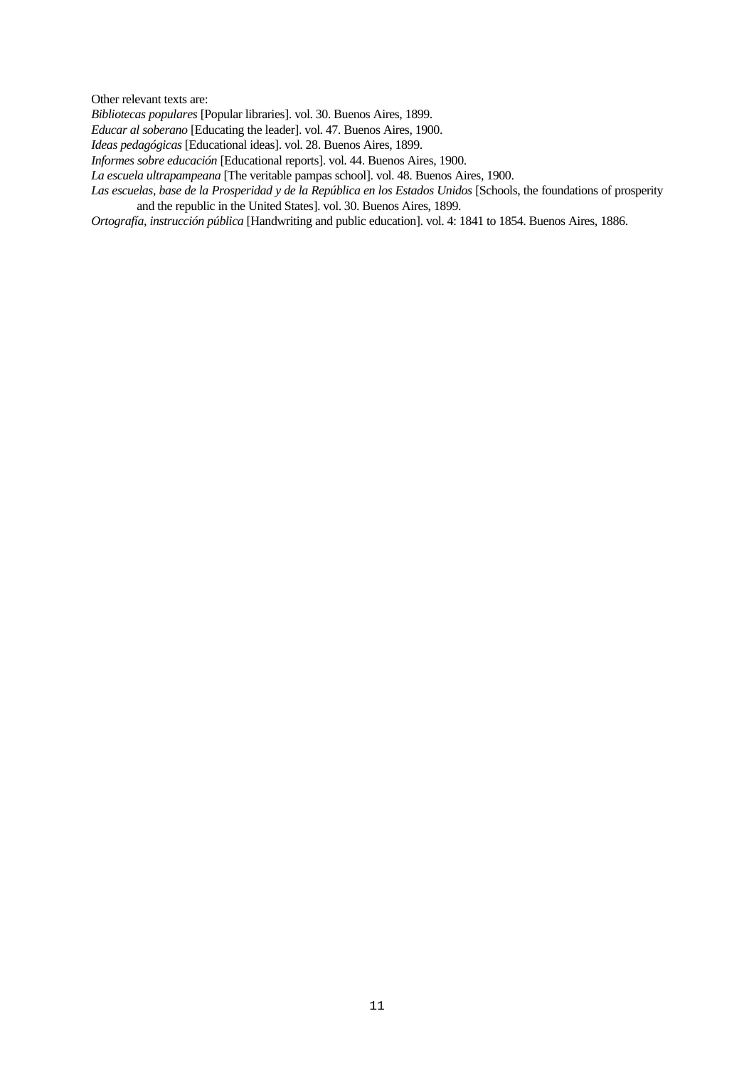Other relevant texts are:

*Bibliotecas populares* [Popular libraries]. vol. 30. Buenos Aires, 1899.

*Educar al soberano* [Educating the leader]. vol. 47. Buenos Aires, 1900.

*Ideas pedagógicas* [Educational ideas]. vol. 28. Buenos Aires, 1899.

*Informes sobre educación* [Educational reports]. vol. 44. Buenos Aires, 1900.

*La escuela ultrapampeana* [The veritable pampas school]. vol. 48. Buenos Aires, 1900.

*Las escuelas, base de la Prosperidad y de la República en los Estados Unidos* [Schools, the foundations of prosperity and the republic in the United States]. vol. 30. Buenos Aires, 1899.

*Ortografía, instrucción pública* [Handwriting and public education]. vol. 4: 1841 to 1854. Buenos Aires, 1886.